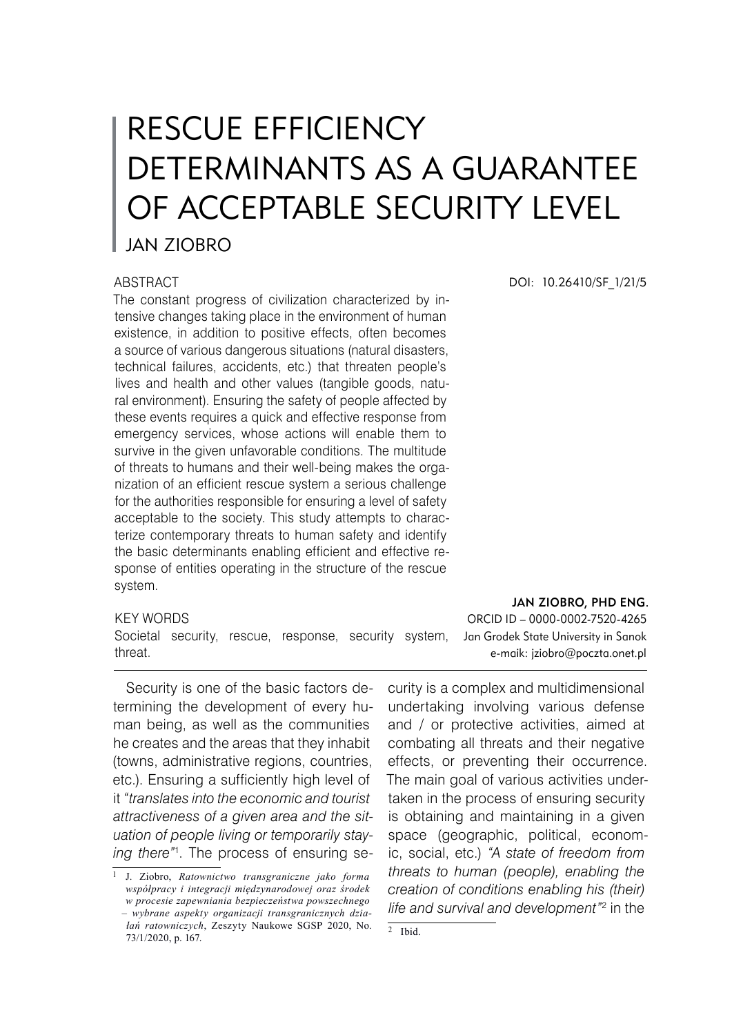# RESCUE EFFICIENCY DETERMINANTS AS A GUARANTEE OF ACCEPTABLE SECURITY LEVEL

## JAN ZIOBRO

DOI: 10.26410/SF_1/21/5

ABSTRACT

The constant progress of civilization characterized by intensive changes taking place in the environment of human existence, in addition to positive effects, often becomes a source of various dangerous situations (natural disasters, technical failures, accidents, etc.) that threaten people's lives and health and other values (tangible goods, natural environment). Ensuring the safety of people affected by these events requires a quick and effective response from emergency services, whose actions will enable them to survive in the given unfavorable conditions. The multitude of threats to humans and their well-being makes the organization of an efficient rescue system a serious challenge for the authorities responsible for ensuring a level of safety acceptable to the society. This study attempts to characterize contemporary threats to human safety and identify the basic determinants enabling efficient and effective response of entities operating in the structure of the rescue system.

KEY WORDS

Societal security, rescue, response, security system, threat.

**JAN ZIOBRO, PHD ENG.**
ORCID ID – 0000-0002-7520-4265
Jan Grodek State University in Sanok
e-maik: jziobro@poczta.onet.pl

Security is one of the basic factors determining the development of every human being, as well as the communities he creates and the areas that they inhabit (towns, administrative regions, countries, etc.). Ensuring a sufficiently high level of it *"translates into the economic and tourist attractiveness of a given area and the situation of people living or temporarily staying there"*[1]. The process of ensuring security is a complex and multidimensional undertaking involving various defense and / or protective activities, aimed at combating all threats and their negative effects, or preventing their occurrence. The main goal of various activities undertaken in the process of ensuring security is obtaining and maintaining in a given space (geographic, political, economic, social, etc.) *"A state of freedom from threats to human (people), enabling the creation of conditions enabling his (their) life and survival and development"*[2] in the

[1] J. Ziobro, *Ratownictwo transgraniczne jako forma współpracy i integracji międzynarodowej oraz środek w procesie zapewniania bezpieczeństwa powszechnego – wybrane aspekty organizacji transgranicznych działań ratowniczych*, Zeszyty Naukowe SGSP 2020, No. 73/1/2020, p. 167.

[2] Ibid.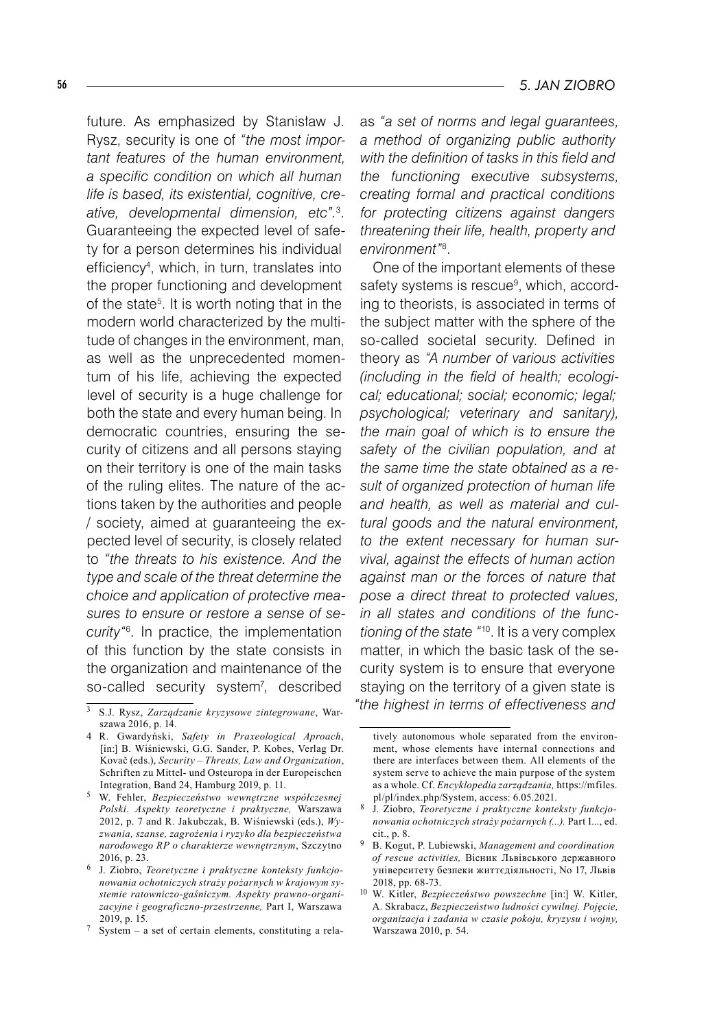future. As emphasized by Stanisław J. Rysz, security is one of *"the most important features of the human environment, a specific condition on which all human life is based, its existential, cognitive, creative, developmental dimension, etc"*.[3]. Guaranteeing the expected level of safety for a person determines his individual efficiency[4], which, in turn, translates into the proper functioning and development of the state[5]. It is worth noting that in the modern world characterized by the multitude of changes in the environment, man, as well as the unprecedented momentum of his life, achieving the expected level of security is a huge challenge for both the state and every human being. In democratic countries, ensuring the security of citizens and all persons staying on their territory is one of the main tasks of the ruling elites. The nature of the actions taken by the authorities and people / society, aimed at guaranteeing the expected level of security, is closely related to *"the threats to his existence. And the type and scale of the threat determine the choice and application of protective measures to ensure or restore a sense of security"*[6]. In practice, the implementation of this function by the state consists in the organization and maintenance of the so-called security system[7], described as *"a set of norms and legal guarantees, a method of organizing public authority with the definition of tasks in this field and the functioning executive subsystems, creating formal and practical conditions for protecting citizens against dangers threatening their life, health, property and environment"*[8].

One of the important elements of these safety systems is rescue[9], which, according to theorists, is associated in terms of the subject matter with the sphere of the so-called societal security. Defined in theory as *"A number of various activities (including in the field of health; ecological; educational; social; economic; legal; psychological; veterinary and sanitary), the main goal of which is to ensure the safety of the civilian population, and at the same time the state obtained as a result of organized protection of human life and health, as well as material and cultural goods and the natural environment, to the extent necessary for human survival, against the effects of human action against man or the forces of nature that pose a direct threat to protected values, in all states and conditions of the functioning of the state "*[10]. It is a very complex matter, in which the basic task of the security system is to ensure that everyone staying on the territory of a given state is *"the highest in terms of effectiveness and*

---

[3] S.J. Rysz, *Zarządzanie kryzysowe zintegrowane*, Warszawa 2016, p. 14.

[4] R. Gwardyński, *Safety in Praxeological Aproach*, [in:] B. Wiśniewski, G.G. Sander, P. Kobes, Verlag Dr. Kovač (eds.), *Security – Threats, Law and Organization*, Schriften zu Mittel- und Osteuropa in der Europeischen Integration, Band 24, Hamburg 2019, p. 11.

[5] W. Fehler, *Bezpieczeństwo wewnętrzne współczesnej Polski. Aspekty teoretyczne i praktyczne,* Warszawa 2012, p. 7 and R. Jakubczak, B. Wiśniewski (eds.), *Wyzwania, szanse, zagrożenia i ryzyko dla bezpieczeństwa narodowego RP o charakterze wewnętrznym*, Szczytno 2016, p. 23.

[6] J. Ziobro, *Teoretyczne i praktyczne konteksty funkcjonowania ochotniczych straży pożarnych w krajowym systemie ratowniczo-gaśniczym. Aspekty prawno-organizacyjne i geograficzno-przestrzenne,* Part I, Warszawa 2019, p. 15.

[7] System – a set of certain elements, constituting a relatively autonomous whole separated from the environment, whose elements have internal connections and there are interfaces between them. All elements of the system serve to achieve the main purpose of the system as a whole. Cf. *Encyklopedia zarządzania,* https://mfiles.pl/pl/index.php/System, access: 6.05.2021.

[8] J. Ziobro, *Teoretyczne i praktyczne konteksty funkcjonowania ochotniczych straży pożarnych (...).* Part I..., ed. cit., p. 8.

[9] B. Kogut, P. Lubiewski, *Management and coordination of rescue activities,* Вісник Львівського державного університету безпеки життєдіяльності, No 17, Львів 2018, pp. 68-73.

[10] W. Kitler, *Bezpieczeństwo powszechne* [in:] W. Kitler, A. Skrabacz, *Bezpieczeństwo ludności cywilnej. Pojęcie, organizacja i zadania w czasie pokoju, kryzysu i wojny,* Warszawa 2010, p. 54.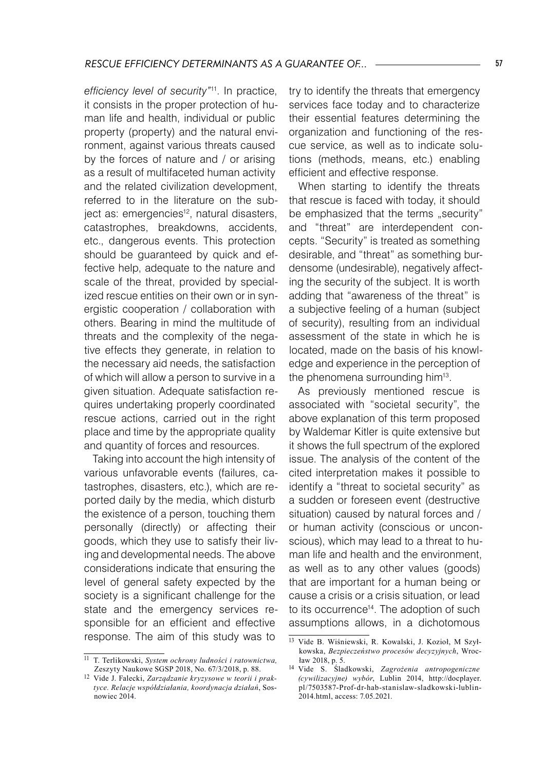*efficiency level of security"*[11]. In practice, it consists in the proper protection of human life and health, individual or public property (property) and the natural environment, against various threats caused by the forces of nature and / or arising as a result of multifaceted human activity and the related civilization development, referred to in the literature on the subject as: emergencies[12], natural disasters, catastrophes, breakdowns, accidents, etc., dangerous events. This protection should be guaranteed by quick and effective help, adequate to the nature and scale of the threat, provided by specialized rescue entities on their own or in synergistic cooperation / collaboration with others. Bearing in mind the multitude of threats and the complexity of the negative effects they generate, in relation to the necessary aid needs, the satisfaction of which will allow a person to survive in a given situation. Adequate satisfaction requires undertaking properly coordinated rescue actions, carried out in the right place and time by the appropriate quality and quantity of forces and resources.

Taking into account the high intensity of various unfavorable events (failures, catastrophes, disasters, etc.), which are reported daily by the media, which disturb the existence of a person, touching them personally (directly) or affecting their goods, which they use to satisfy their living and developmental needs. The above considerations indicate that ensuring the level of general safety expected by the society is a significant challenge for the state and the emergency services responsible for an efficient and effective response. The aim of this study was to try to identify the threats that emergency services face today and to characterize their essential features determining the organization and functioning of the rescue service, as well as to indicate solutions (methods, means, etc.) enabling efficient and effective response.

When starting to identify the threats that rescue is faced with today, it should be emphasized that the terms „security" and "threat" are interdependent concepts. "Security" is treated as something desirable, and "threat" as something burdensome (undesirable), negatively affecting the security of the subject. It is worth adding that "awareness of the threat" is a subjective feeling of a human (subject of security), resulting from an individual assessment of the state in which he is located, made on the basis of his knowledge and experience in the perception of the phenomena surrounding him[13].

As previously mentioned rescue is associated with "societal security", the above explanation of this term proposed by Waldemar Kitler is quite extensive but it shows the full spectrum of the explored issue. The analysis of the content of the cited interpretation makes it possible to identify a "threat to societal security" as a sudden or foreseen event (destructive situation) caused by natural forces and / or human activity (conscious or unconscious), which may lead to a threat to human life and health and the environment, as well as to any other values (goods) that are important for a human being or cause a crisis or a crisis situation, or lead to its occurrence[14]. The adoption of such assumptions allows, in a dichotomous

---

[11] T. Terlikowski, *System ochrony ludności i ratownictwa,* Zeszyty Naukowe SGSP 2018, No. 67/3/2018, p. 88.

[12] Vide J. Falecki, *Zarządzanie kryzysowe w teorii i praktyce. Relacje współdziałania, koordynacja działań*, Sosnowiec 2014.

[13] Vide B. Wiśniewski, R. Kowalski, J. Kozioł, M Szyłkowska, *Bezpieczeństwo procesów decyzyjnych*, Wrocław 2018, p. 5.

[14] Vide S. Śladkowski, *Zagrożenia antropogeniczne (cywilizacyjne) wybór*, Lublin 2014, http://docplayer.pl/7503587-Prof-dr-hab-stanislaw-sladkowski-lublin-2014.html, access: 7.05.2021.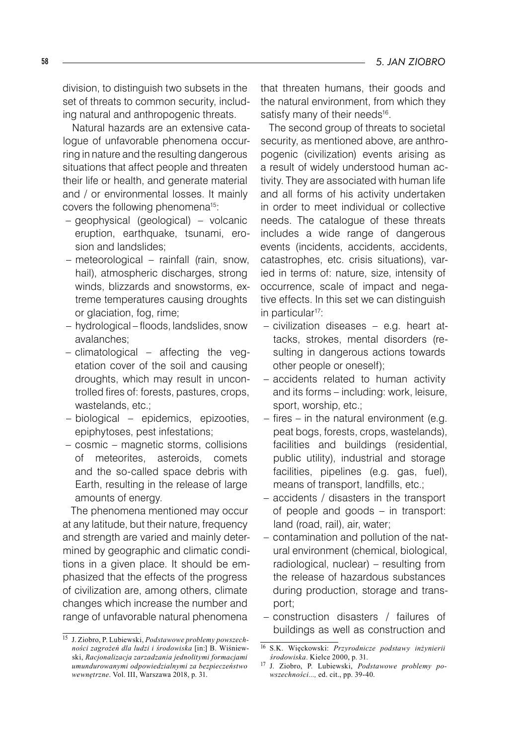division, to distinguish two subsets in the set of threats to common security, including natural and anthropogenic threats.

Natural hazards are an extensive catalogue of unfavorable phenomena occurring in nature and the resulting dangerous situations that affect people and threaten their life or health, and generate material and / or environmental losses. It mainly covers the following phenomena[15]:

- geophysical (geological) – volcanic eruption, earthquake, tsunami, erosion and landslides;
- meteorological – rainfall (rain, snow, hail), atmospheric discharges, strong winds, blizzards and snowstorms, extreme temperatures causing droughts or glaciation, fog, rime;
- hydrological – floods, landslides, snow avalanches;
- climatological – affecting the vegetation cover of the soil and causing droughts, which may result in uncontrolled fires of: forests, pastures, crops, wastelands, etc.;
- biological – epidemics, epizooties, epiphytoses, pest infestations;
- cosmic – magnetic storms, collisions of meteorites, asteroids, comets and the so-called space debris with Earth, resulting in the release of large amounts of energy.

The phenomena mentioned may occur at any latitude, but their nature, frequency and strength are varied and mainly determined by geographic and climatic conditions in a given place. It should be emphasized that the effects of the progress of civilization are, among others, climate changes which increase the number and range of unfavorable natural phenomena that threaten humans, their goods and the natural environment, from which they satisfy many of their needs[16].

The second group of threats to societal security, as mentioned above, are anthropogenic (civilization) events arising as a result of widely understood human activity. They are associated with human life and all forms of his activity undertaken in order to meet individual or collective needs. The catalogue of these threats includes a wide range of dangerous events (incidents, accidents, accidents, catastrophes, etc. crisis situations), varied in terms of: nature, size, intensity of occurrence, scale of impact and negative effects. In this set we can distinguish in particular[17]:

- civilization diseases – e.g. heart attacks, strokes, mental disorders (resulting in dangerous actions towards other people or oneself);
- accidents related to human activity and its forms – including: work, leisure, sport, worship, etc.;
- fires – in the natural environment (e.g. peat bogs, forests, crops, wastelands), facilities and buildings (residential, public utility), industrial and storage facilities, pipelines (e.g. gas, fuel), means of transport, landfills, etc.;
- accidents / disasters in the transport of people and goods – in transport: land (road, rail), air, water;
- contamination and pollution of the natural environment (chemical, biological, radiological, nuclear) – resulting from the release of hazardous substances during production, storage and transport;
- construction disasters / failures of buildings as well as construction and

---

[15] J. Ziobro, P. Lubiewski, *Podstawowe problemy powszechności zagrożeń dla ludzi i środowiska* [in:] B. Wiśniewski, *Racjonalizacja zarzadzania jednolitymi formacjami umundurowanymi odpowiedzialnymi za bezpieczeństwo wewnętrzne*. Vol. III, Warszawa 2018, p. 31.

[16] S.K. Więckowski: *Przyrodnicze podstawy inżynierii środowiska*. Kielce 2000, p. 31.

[17] J. Ziobro, P. Lubiewski, *Podstawowe problemy powszechności...,* ed. cit., pp. 39-40.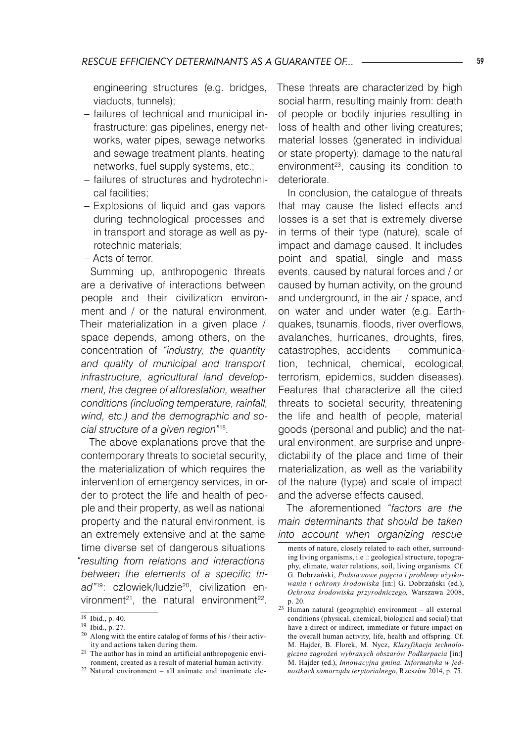engineering structures (e.g. bridges, viaducts, tunnels);

- failures of technical and municipal infrastructure: gas pipelines, energy networks, water pipes, sewage networks and sewage treatment plants, heating networks, fuel supply systems, etc.;
- failures of structures and hydrotechnical facilities;
- Explosions of liquid and gas vapors during technological processes and in transport and storage as well as pyrotechnic materials;
- Acts of terror.

Summing up, anthropogenic threats are a derivative of interactions between people and their civilization environment and / or the natural environment. Their materialization in a given place / space depends, among others, on the concentration of *"industry, the quantity and quality of municipal and transport infrastructure, agricultural land development, the degree of afforestation, weather conditions (including temperature, rainfall, wind, etc.) and the demographic and social structure of a given region"*[18].

The above explanations prove that the contemporary threats to societal security, the materialization of which requires the intervention of emergency services, in order to protect the life and health of people and their property, as well as national property and the natural environment, is an extremely extensive and at the same time diverse set of dangerous situations *"resulting from relations and interactions between the elements of a specific triad"*[19]: człowiek/ludzie[20], civilization environment[21], the natural environment[22]. These threats are characterized by high social harm, resulting mainly from: death of people or bodily injuries resulting in loss of health and other living creatures; material losses (generated in individual or state property); damage to the natural environment[23], causing its condition to deteriorate.

In conclusion, the catalogue of threats that may cause the listed effects and losses is a set that is extremely diverse in terms of their type (nature), scale of impact and damage caused. It includes point and spatial, single and mass events, caused by natural forces and / or caused by human activity, on the ground and underground, in the air / space, and on water and under water (e.g. Earthquakes, tsunamis, floods, river overflows, avalanches, hurricanes, droughts, fires, catastrophes, accidents – communication, technical, chemical, ecological, terrorism, epidemics, sudden diseases). Features that characterize all the cited threats to societal security, threatening the life and health of people, material goods (personal and public) and the natural environment, are surprise and unpredictability of the place and time of their materialization, as well as the variability of the nature (type) and scale of impact and the adverse effects caused.

The aforementioned *"factors are the main determinants that should be taken into account when organizing rescue*

---

[18] Ibid., p. 40.

[19] Ibid., p. 27.

[20] Along with the entire catalog of forms of his / their activity and actions taken during them.

[21] The author has in mind an artificial anthropogenic environment, created as a result of material human activity.

[22] Natural environment – all animate and inanimate elements of nature, closely related to each other, surrounding living organisms, i.e .: geological structure, topography, climate, water relations, soil, living organisms. Cf. G. Dobrzański, *Podstawowe pojęcia i problemy użytkowania i ochrony środowiska* [in:] G. Dobrzański (ed.), *Ochrona środowiska przyrodniczego,* Warszawa 2008, p. 20.

[23] Human natural (geographic) environment – all external conditions (physical, chemical, biological and social) that have a direct or indirect, immediate or future impact on the overall human activity, life, health and offspring. Cf. M. Hajder, B. Florek, M. Nycz, *Klasyfikacja technologiczna zagrożeń wybranych obszarów Podkarpacia* [in:] M. Hajder (ed.), *Innowacyjna gmina. Informatyka w jednostkach samorządu terytorialnego*, Rzeszów 2014, p. 75.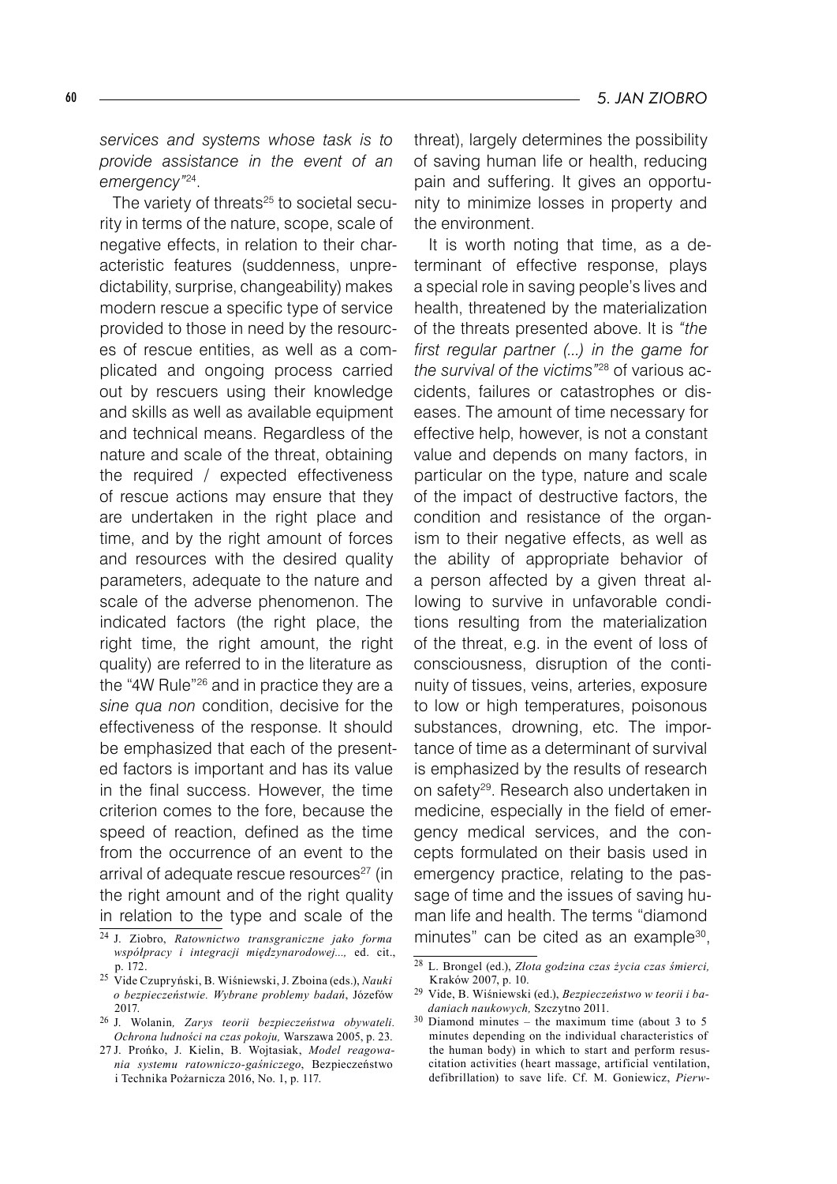*services and systems whose task is to provide assistance in the event of an emergency"*[24].

The variety of threats[25] to societal security in terms of the nature, scope, scale of negative effects, in relation to their characteristic features (suddenness, unpredictability, surprise, changeability) makes modern rescue a specific type of service provided to those in need by the resources of rescue entities, as well as a complicated and ongoing process carried out by rescuers using their knowledge and skills as well as available equipment and technical means. Regardless of the nature and scale of the threat, obtaining the required / expected effectiveness of rescue actions may ensure that they are undertaken in the right place and time, and by the right amount of forces and resources with the desired quality parameters, adequate to the nature and scale of the adverse phenomenon. The indicated factors (the right place, the right time, the right amount, the right quality) are referred to in the literature as the "4W Rule"[26] and in practice they are a *sine qua non* condition, decisive for the effectiveness of the response. It should be emphasized that each of the presented factors is important and has its value in the final success. However, the time criterion comes to the fore, because the speed of reaction, defined as the time from the occurrence of an event to the arrival of adequate rescue resources[27] (in the right amount and of the right quality in relation to the type and scale of the threat), largely determines the possibility of saving human life or health, reducing pain and suffering. It gives an opportunity to minimize losses in property and the environment.

It is worth noting that time, as a determinant of effective response, plays a special role in saving people's lives and health, threatened by the materialization of the threats presented above. It is *"the first regular partner (...) in the game for the survival of the victims"*[28] of various accidents, failures or catastrophes or diseases. The amount of time necessary for effective help, however, is not a constant value and depends on many factors, in particular on the type, nature and scale of the impact of destructive factors, the condition and resistance of the organism to their negative effects, as well as the ability of appropriate behavior of a person affected by a given threat allowing to survive in unfavorable conditions resulting from the materialization of the threat, e.g. in the event of loss of consciousness, disruption of the continuity of tissues, veins, arteries, exposure to low or high temperatures, poisonous substances, drowning, etc. The importance of time as a determinant of survival is emphasized by the results of research on safety[29]. Research also undertaken in medicine, especially in the field of emergency medical services, and the concepts formulated on their basis used in emergency practice, relating to the passage of time and the issues of saving human life and health. The terms "diamond minutes" can be cited as an example[30],

---

[24] J. Ziobro, *Ratownictwo transgraniczne jako forma współpracy i integracji międzynarodowej...,* ed. cit., p. 172.

[25] Vide Czupryński, B. Wiśniewski, J. Zboina (eds.), *Nauki o bezpieczeństwie. Wybrane problemy badań*, Józefów 2017.

[26] J. Wolanin*, Zarys teorii bezpieczeństwa obywateli. Ochrona ludności na czas pokoju,* Warszawa 2005, p. 23.

[27] J. Prońko, J. Kielin, B. Wojtasiak, *Model reagowania systemu ratowniczo-gaśniczego*, Bezpieczeństwo i Technika Pożarnicza 2016, No. 1, p. 117.

[28] L. Brongel (ed.), *Złota godzina czas życia czas śmierci,* Kraków 2007, p. 10.

[29] Vide, B. Wiśniewski (ed.), *Bezpieczeństwo w teorii i badaniach naukowych,* Szczytno 2011.

[30] Diamond minutes – the maximum time (about 3 to 5 minutes depending on the individual characteristics of the human body) in which to start and perform resuscitation activities (heart massage, artificial ventilation, defibrillation) to save life. Cf. M. Goniewicz, *Pierw-*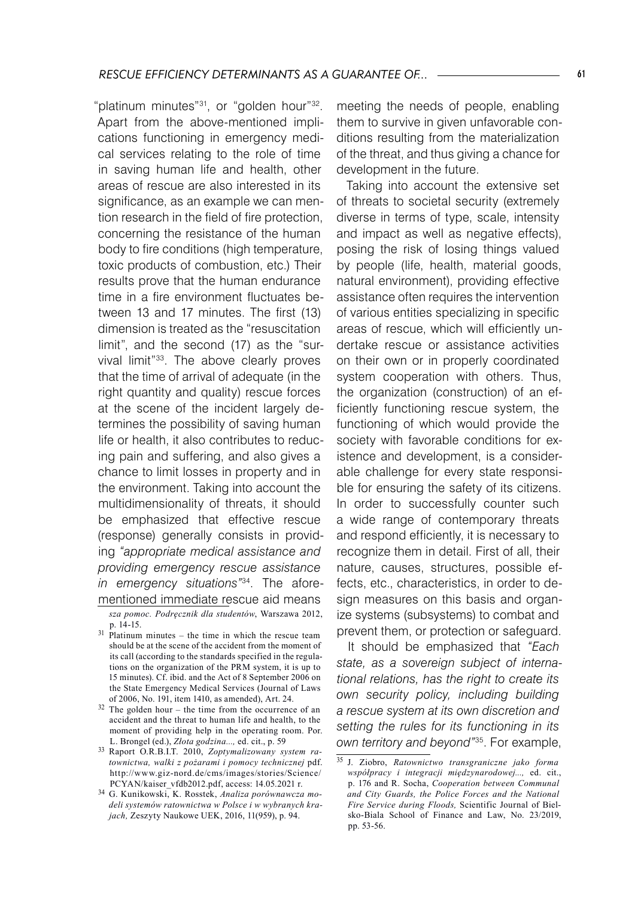"platinum minutes"[31], or "golden hour"[32]. Apart from the above-mentioned implications functioning in emergency medical services relating to the role of time in saving human life and health, other areas of rescue are also interested in its significance, as an example we can mention research in the field of fire protection, concerning the resistance of the human body to fire conditions (high temperature, toxic products of combustion, etc.) Their results prove that the human endurance time in a fire environment fluctuates between 13 and 17 minutes. The first (13) dimension is treated as the "resuscitation limit", and the second (17) as the "survival limit"[33]. The above clearly proves that the time of arrival of adequate (in the right quantity and quality) rescue forces at the scene of the incident largely determines the possibility of saving human life or health, it also contributes to reducing pain and suffering, and also gives a chance to limit losses in property and in the environment. Taking into account the multidimensionality of threats, it should be emphasized that effective rescue (response) generally consists in providing *"appropriate medical assistance and providing emergency rescue assistance in emergency situations"*[34]. The aforementioned immediate rescue aid means meeting the needs of people, enabling them to survive in given unfavorable conditions resulting from the materialization of the threat, and thus giving a chance for development in the future.

Taking into account the extensive set of threats to societal security (extremely diverse in terms of type, scale, intensity and impact as well as negative effects), posing the risk of losing things valued by people (life, health, material goods, natural environment), providing effective assistance often requires the intervention of various entities specializing in specific areas of rescue, which will efficiently undertake rescue or assistance activities on their own or in properly coordinated system cooperation with others. Thus, the organization (construction) of an efficiently functioning rescue system, the functioning of which would provide the society with favorable conditions for existence and development, is a considerable challenge for every state responsible for ensuring the safety of its citizens. In order to successfully counter such a wide range of contemporary threats and respond efficiently, it is necessary to recognize them in detail. First of all, their nature, causes, structures, possible effects, etc., characteristics, in order to design measures on this basis and organize systems (subsystems) to combat and prevent them, or protection or safeguard.

It should be emphasized that *"Each state, as a sovereign subject of international relations, has the right to create its own security policy, including building a rescue system at its own discretion and setting the rules for its functioning in its own territory and beyond"*[35]. For example,

---

*sza pomoc. Podręcznik dla studentów*, Warszawa 2012, p. 14-15.

[31] Platinum minutes – the time in which the rescue team should be at the scene of the accident from the moment of its call (according to the standards specified in the regulations on the organization of the PRM system, it is up to 15 minutes). Cf. ibid. and the Act of 8 September 2006 on the State Emergency Medical Services (Journal of Laws of 2006, No. 191, item 1410, as amended), Art. 24.

[32] The golden hour – the time from the occurrence of an accident and the threat to human life and health, to the moment of providing help in the operating room. Por. L. Brongel (ed.), *Złota godzina...,* ed. cit., p. 59

[33] Raport O.R.B.I.T. 2010, *Zoptymalizowany system ratownictwa, walki z pożarami i pomocy technicznej* pdf. http://www.giz-nord.de/cms/images/stories/Science/PCYAN/kaiser_vfdb2012.pdf, access: 14.05.2021 r.

[34] G. Kunikowski, K. Rosstek, *Analiza porównawcza modeli systemów ratownictwa w Polsce i w wybranych krajach,* Zeszyty Naukowe UEK, 2016, 11(959), p. 94.

[35] J. Ziobro, *Ratownictwo transgraniczne jako forma współpracy i integracji międzynarodowej...,* ed. cit., p. 176 and R. Socha, *Cooperation between Communal and City Guards, the Police Forces and the National Fire Service during Floods,* Scientific Journal of Bielsko-Biala School of Finance and Law, No. 23/2019, pp. 53-56.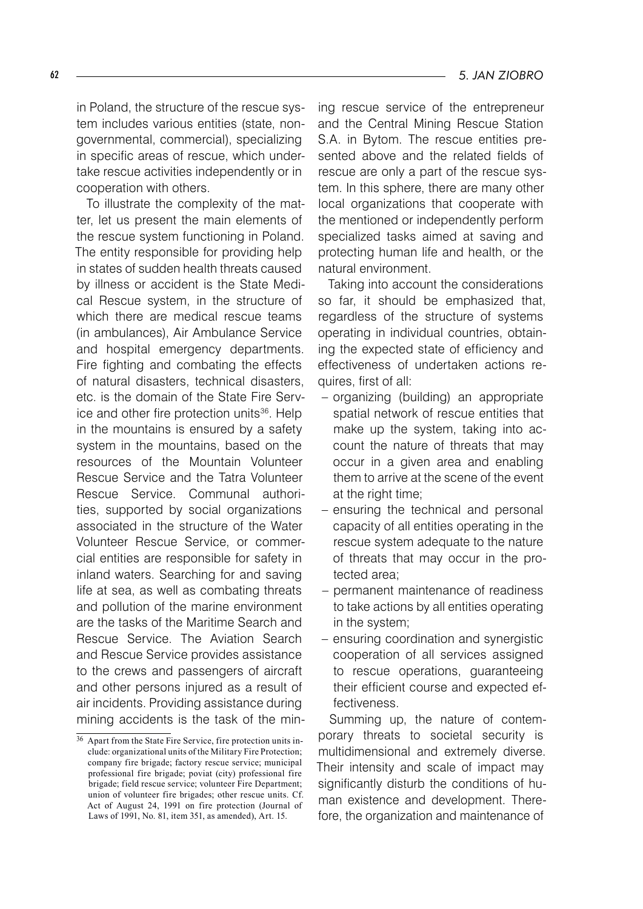in Poland, the structure of the rescue system includes various entities (state, non-governmental, commercial), specializing in specific areas of rescue, which undertake rescue activities independently or in cooperation with others.

To illustrate the complexity of the matter, let us present the main elements of the rescue system functioning in Poland. The entity responsible for providing help in states of sudden health threats caused by illness or accident is the State Medical Rescue system, in the structure of which there are medical rescue teams (in ambulances), Air Ambulance Service and hospital emergency departments. Fire fighting and combating the effects of natural disasters, technical disasters, etc. is the domain of the State Fire Service and other fire protection units[36]. Help in the mountains is ensured by a safety system in the mountains, based on the resources of the Mountain Volunteer Rescue Service and the Tatra Volunteer Rescue Service. Communal authorities, supported by social organizations associated in the structure of the Water Volunteer Rescue Service, or commercial entities are responsible for safety in inland waters. Searching for and saving life at sea, as well as combating threats and pollution of the marine environment are the tasks of the Maritime Search and Rescue Service. The Aviation Search and Rescue Service provides assistance to the crews and passengers of aircraft and other persons injured as a result of air incidents. Providing assistance during mining accidents is the task of the mining rescue service of the entrepreneur and the Central Mining Rescue Station S.A. in Bytom. The rescue entities presented above and the related fields of rescue are only a part of the rescue system. In this sphere, there are many other local organizations that cooperate with the mentioned or independently perform specialized tasks aimed at saving and protecting human life and health, or the natural environment.

Taking into account the considerations so far, it should be emphasized that, regardless of the structure of systems operating in individual countries, obtaining the expected state of efficiency and effectiveness of undertaken actions requires, first of all:

– organizing (building) an appropriate spatial network of rescue entities that make up the system, taking into account the nature of threats that may occur in a given area and enabling them to arrive at the scene of the event at the right time;
– ensuring the technical and personal capacity of all entities operating in the rescue system adequate to the nature of threats that may occur in the protected area;
– permanent maintenance of readiness to take actions by all entities operating in the system;
– ensuring coordination and synergistic cooperation of all services assigned to rescue operations, guaranteeing their efficient course and expected effectiveness.

Summing up, the nature of contemporary threats to societal security is multidimensional and extremely diverse. Their intensity and scale of impact may significantly disturb the conditions of human existence and development. Therefore, the organization and maintenance of

[36] Apart from the State Fire Service, fire protection units include: organizational units of the Military Fire Protection; company fire brigade; factory rescue service; municipal professional fire brigade; poviat (city) professional fire brigade; field rescue service; volunteer Fire Department; union of volunteer fire brigades; other rescue units. Cf. Act of August 24, 1991 on fire protection (Journal of Laws of 1991, No. 81, item 351, as amended), Art. 15.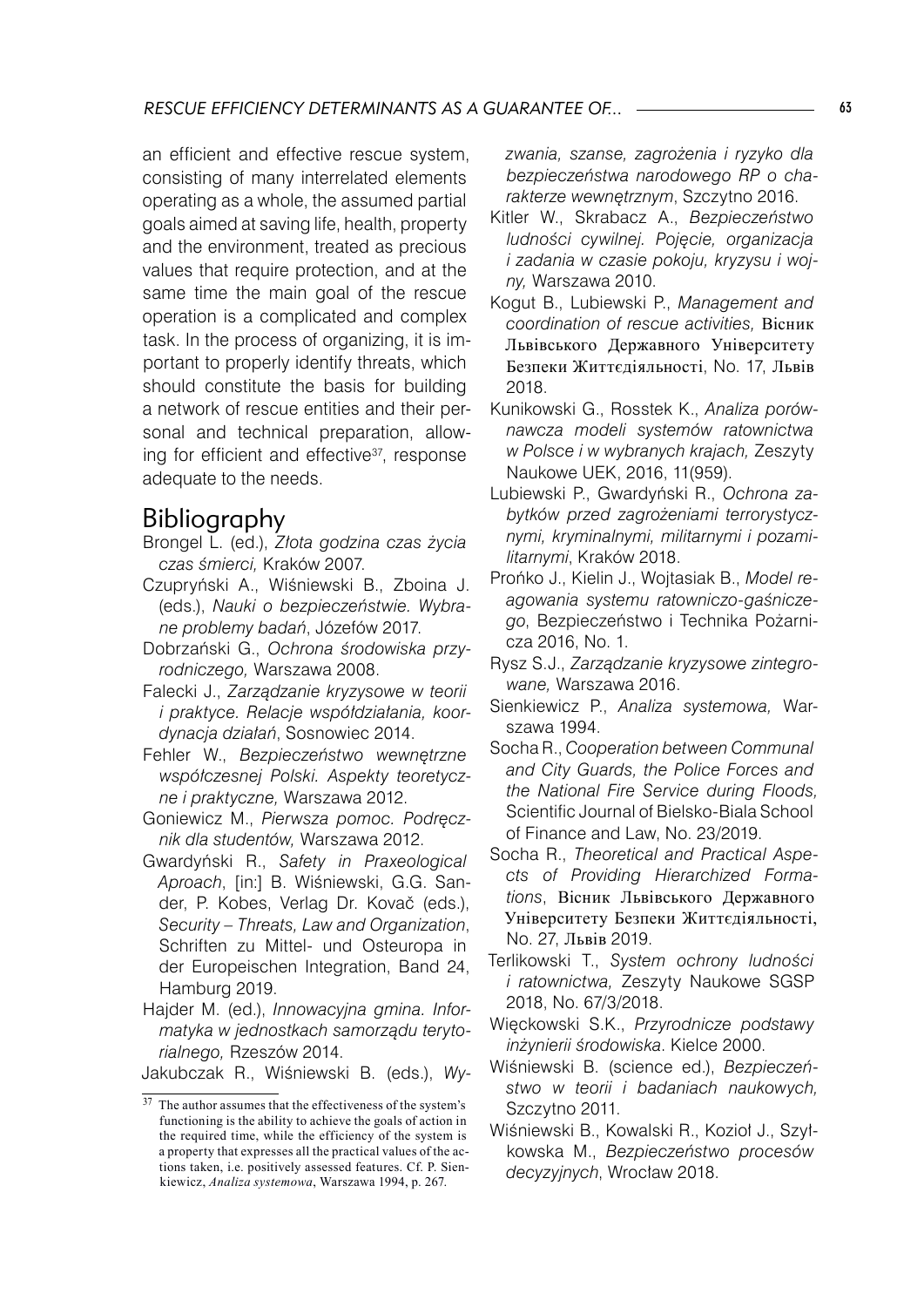an efficient and effective rescue system, consisting of many interrelated elements operating as a whole, the assumed partial goals aimed at saving life, health, property and the environment, treated as precious values that require protection, and at the same time the main goal of the rescue operation is a complicated and complex task. In the process of organizing, it is important to properly identify threats, which should constitute the basis for building a network of rescue entities and their personal and technical preparation, allowing for efficient and effective[37], response adequate to the needs.

## Bibliography

Brongel L. (ed.), *Złota godzina czas życia czas śmierci,* Kraków 2007.

Czupryński A., Wiśniewski B., Zboina J. (eds.), *Nauki o bezpieczeństwie. Wybrane problemy badań*, Józefów 2017.

Dobrzański G., *Ochrona środowiska przyrodniczego,* Warszawa 2008.

Falecki J., *Zarządzanie kryzysowe w teorii i praktyce. Relacje współdziałania, koordynacja działań*, Sosnowiec 2014.

Fehler W., *Bezpieczeństwo wewnętrzne współczesnej Polski. Aspekty teoretyczne i praktyczne,* Warszawa 2012.

Goniewicz M., *Pierwsza pomoc. Podręcznik dla studentów,* Warszawa 2012.

Gwardyński R., *Safety in Praxeological Aproach*, [in:] B. Wiśniewski, G.G. Sander, P. Kobes, Verlag Dr. Kovač (eds.), *Security – Threats, Law and Organization*, Schriften zu Mittel- und Osteuropa in der Europeischen Integration, Band 24, Hamburg 2019.

Hajder M. (ed.), *Innowacyjna gmina. Informatyka w jednostkach samorządu terytorialnego,* Rzeszów 2014.

Jakubczak R., Wiśniewski B. (eds.), *Wyzwania, szanse, zagrożenia i ryzyko dla bezpieczeństwa narodowego RP o charakterze wewnętrznym*, Szczytno 2016.

Kitler W., Skrabacz A., *Bezpieczeństwo ludności cywilnej. Pojęcie, organizacja i zadania w czasie pokoju, kryzysu i wojny,* Warszawa 2010.

Kogut B., Lubiewski P., *Management and coordination of rescue activities,* Вісник Львівського Державного Університету Безпеки Життєдіяльності, No. 17, Львів 2018.

Kunikowski G., Rosstek K., *Analiza porównawcza modeli systemów ratownictwa w Polsce i w wybranych krajach,* Zeszyty Naukowe UEK, 2016, 11(959).

Lubiewski P., Gwardyński R., *Ochrona zabytków przed zagrożeniami terrorystycznymi, kryminalnymi, militarnymi i pozamilitarnymi*, Kraków 2018.

Prońko J., Kielin J., Wojtasiak B., *Model reagowania systemu ratowniczo-gaśniczego*, Bezpieczeństwo i Technika Pożarnicza 2016, No. 1.

Rysz S.J., *Zarządzanie kryzysowe zintegrowane,* Warszawa 2016.

Sienkiewicz P., *Analiza systemowa,* Warszawa 1994.

Socha R., *Cooperation between Communal and City Guards, the Police Forces and the National Fire Service during Floods,* Scientific Journal of Bielsko-Biala School of Finance and Law, No. 23/2019.

Socha R., *Theoretical and Practical Aspects of Providing Hierarchized Formations*, Вісник Львівського Державного Університету Безпеки Життєдіяльності, No. 27, Львів 2019.

Terlikowski T., *System ochrony ludności i ratownictwa,* Zeszyty Naukowe SGSP 2018, No. 67/3/2018.

Więckowski S.K., *Przyrodnicze podstawy inżynierii środowiska*. Kielce 2000.

Wiśniewski B. (science ed.), *Bezpieczeństwo w teorii i badaniach naukowych,* Szczytno 2011.

Wiśniewski B., Kowalski R., Kozioł J., Szyłkowska M., *Bezpieczeństwo procesów decyzyjnych*, Wrocław 2018.

[37] The author assumes that the effectiveness of the system's functioning is the ability to achieve the goals of action in the required time, while the efficiency of the system is a property that expresses all the practical values of the actions taken, i.e. positively assessed features. Cf. P. Sienkiewicz, *Analiza systemowa*, Warszawa 1994, p. 267.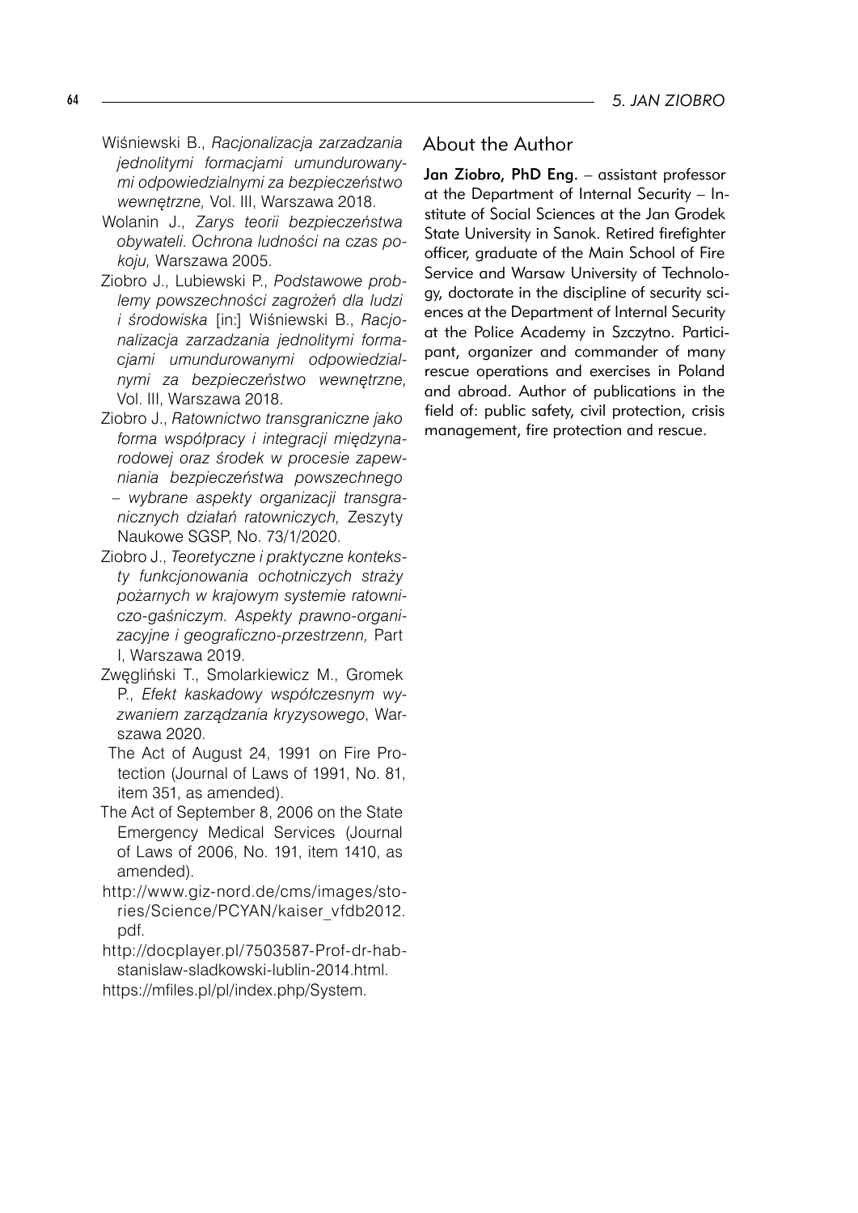Wiśniewski B., *Racjonalizacja zarzadzania jednolitymi formacjami umundurowanymi odpowiedzialnymi za bezpieczeństwo wewnętrzne,* Vol. III, Warszawa 2018.

Wolanin J., *Zarys teorii bezpieczeństwa obywateli. Ochrona ludności na czas pokoju,* Warszawa 2005.

Ziobro J., Lubiewski P., *Podstawowe problemy powszechności zagrożeń dla ludzi i środowiska* [in:] Wiśniewski B., *Racjonalizacja zarzadzania jednolitymi formacjami umundurowanymi odpowiedzialnymi za bezpieczeństwo wewnętrzne,* Vol. III, Warszawa 2018.

Ziobro J., *Ratownictwo transgraniczne jako forma współpracy i integracji międzynarodowej oraz środek w procesie zapewniania bezpieczeństwa powszechnego – wybrane aspekty organizacji transgranicznych działań ratowniczych,* Zeszyty Naukowe SGSP, No. 73/1/2020.

Ziobro J., *Teoretyczne i praktyczne konteksty funkcjonowania ochotniczych straży pożarnych w krajowym systemie ratowniczo-gaśniczym. Aspekty prawno-organizacyjne i geograficzno-przestrzenn,* Part I, Warszawa 2019.

Zwęgliński T., Smolarkiewicz M., Gromek P., *Efekt kaskadowy współczesnym wyzwaniem zarządzania kryzysowego*, Warszawa 2020.

The Act of August 24, 1991 on Fire Protection (Journal of Laws of 1991, No. 81, item 351, as amended).

The Act of September 8, 2006 on the State Emergency Medical Services (Journal of Laws of 2006, No. 191, item 1410, as amended).

http://www.giz-nord.de/cms/images/stories/Science/PCYAN/kaiser_vfdb2012.pdf.

http://docplayer.pl/7503587-Prof-dr-hab-stanislaw-sladkowski-lublin-2014.html.

https://mfiles.pl/pl/index.php/System.

## About the Author

**Jan Ziobro, PhD Eng.** – assistant professor at the Department of Internal Security – Institute of Social Sciences at the Jan Grodek State University in Sanok. Retired firefighter officer, graduate of the Main School of Fire Service and Warsaw University of Technology, doctorate in the discipline of security sciences at the Department of Internal Security at the Police Academy in Szczytno. Participant, organizer and commander of many rescue operations and exercises in Poland and abroad. Author of publications in the field of: public safety, civil protection, crisis management, fire protection and rescue.